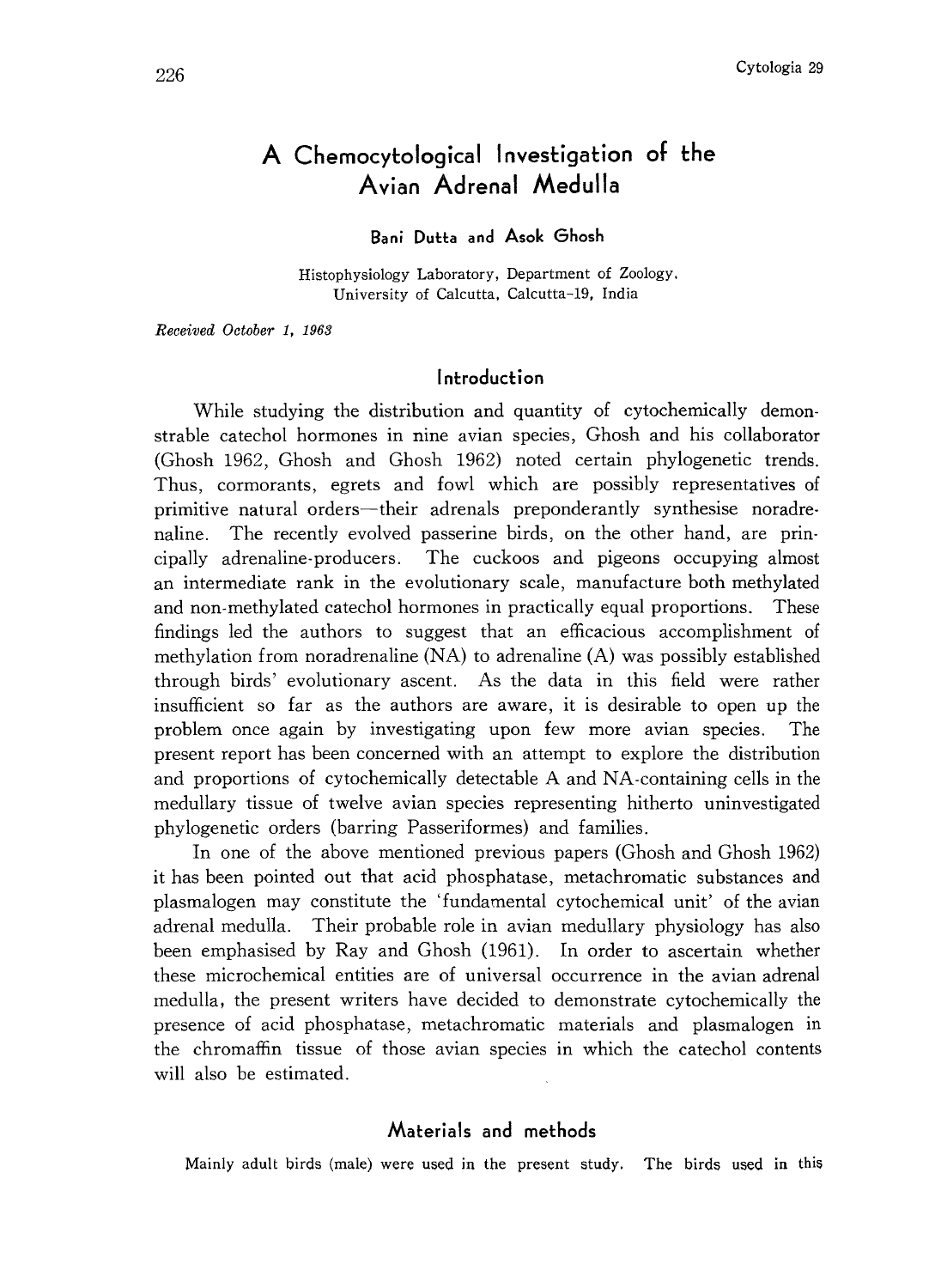# A Chemocytological Investigation of the Avian Adrenal Medulla

**Bani Dutta and Asok Ghosh**

Histophysiology Laboratory, Department of Zoology, University of Calcutta, Calcutta-19, India

*Received October 1, 1963*

## Introduction

While studying the distribution and quantity of cytochemically demonstrable catechol hormones in nine avian species, Ghosh and his collaborator (Ghosh 1962, Ghosh and Ghosh 1962) noted certain phylogenetic trends. Thus, cormorants, egrets and fowl which are possibly representatives of primitive natural orders—their adrenals preponderantly synthesise noradrenaline. The recently evolved passerine birds, on the other hand, are principally adrenaline-producers. The cuckoos and pigeons occupying almost an intermediate rank in the evolutionary scale, manufacture both methylated and non-methylated catechol hormones in practically equal proportions. These findings led the authors to suggest that an efficacious accomplishment of methylation from noradrenaline (NA) to adrenaline (A) was possibly established through birds' evolutionary ascent. As the data in this field were rather insufficient so far as the authors are aware, it is desirable to open up the problem once again by investigating upon few more avian species. The present report has been concerned with an attempt to explore the distribution and proportions of cytochemically detectable A and NA-containing cells in the medullary tissue of twelve avian species representing hitherto uninvestigated phylogenetic orders (barring Passeriformes) and families.

In one of the above mentioned previous papers (Ghosh and Ghosh 1962) it has been pointed out that acid phosphatase, metachromatic substances and plasmalogen may constitute the 'fundamental cytochemical unit' of the avian adrenal medulla. Their probable role in avian medullary physiology has also been emphasised by Ray and Ghosh (1961). In order to ascertain whether these microchemical entities are of universal occurrence in the avian adrenal medulla, the present writers have decided to demonstrate cytochemically the presence of acid phosphatase, metachromatic materials and plasmalogen in the chromaffin tissue of those avian species in which the catechol contents will also be estimated.

## Materials and methods

Mainly adult birds (male) were used in the present study. The birds used in this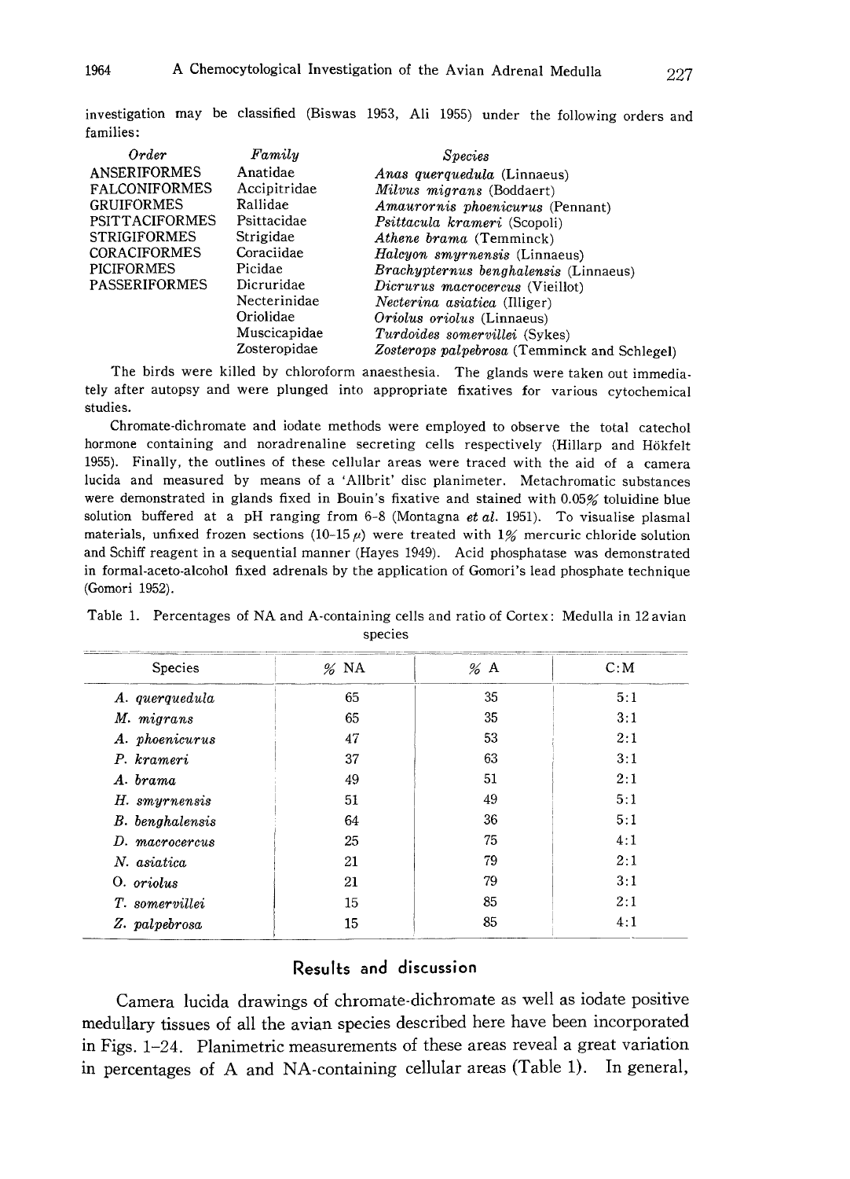investigation may be classified (Biswas 1953, Ali 1955) under the following orders and families:

| *Order* | *Family* | *Species* |
|---|---|---|
| ANSERIFORMES | Anatidae | *Anas querquedula* (Linnaeus) |
| FALCONIFORMES | Accipitridae | *Milvus migrans* (Boddaert) |
| GRUIFORMES | Rallidae | *Amaurornis phoenicurus* (Pennant) |
| PSITTACIFORMES | Psittacidae | *Psittacula krameri* (Scopoli) |
| STRIGIFORMES | Strigidae | *Athene brama* (Temminck) |
| CORACIFORMES | Coraciidae | *Halcyon smyrnensis* (Linnaeus) |
| PICIFORMES | Picidae | *Brachypternus benghalensis* (Linnaeus) |
| PASSERIFORMES | Dicruridae | *Dicrurus macrocercus* (Vieillot) |
| | Necterinidae | *Necterina asiatica* (Illiger) |
| | Oriolidae | *Oriolus oriolus* (Linnaeus) |
| | Muscicapidae | *Turdoides somervillei* (Sykes) |
| | Zosteropidae | *Zosterops palpebrosa* (Temminck and Schlegel) |

The birds were killed by chloroform anaesthesia. The glands were taken out immediately after autopsy and were plunged into appropriate fixatives for various cytochemical studies.

Chromate-dichromate and iodate methods were employed to observe the total catechol hormone containing and noradrenaline secreting cells respectively (Hillarp and Hökfelt 1955). Finally, the outlines of these cellular areas were traced with the aid of a camera lucida and measured by means of a 'Allbrit' disc planimeter. Metachromatic substances were demonstrated in glands fixed in Bouin's fixative and stained with 0.05% toluidine blue solution buffered at a pH ranging from 6-8 (Montagna *et al.* 1951). To visualise plasmal materials, unfixed frozen sections (10-15 $\mu$) were treated with 1% mercuric chloride solution and Schiff reagent in a sequential manner (Hayes 1949). Acid phosphatase was demonstrated in formal-aceto-alcohol fixed adrenals by the application of Gomori's lead phosphate technique (Gomori 1952).

Table 1. Percentages of NA and A-containing cells and ratio of Cortex: Medulla in 12 avian species

| Species | % NA | % A | C:M |
|---|---|---|---|
| *A. querquedula* | 65 | 35 | 5:1 |
| *M. migrans* | 65 | 35 | 3:1 |
| *A. phoenicurus* | 47 | 53 | 2:1 |
| *P. krameri* | 37 | 63 | 3:1 |
| *A. brama* | 49 | 51 | 2:1 |
| *H. smyrnensis* | 51 | 49 | 5:1 |
| *B. benghalensis* | 64 | 36 | 5:1 |
| *D. macrocercus* | 25 | 75 | 4:1 |
| *N. asiatica* | 21 | 79 | 2:1 |
| *O. oriolus* | 21 | 79 | 3:1 |
| *T. somervillei* | 15 | 85 | 2:1 |
| *Z. palpebrosa* | 15 | 85 | 4:1 |

## Results and discussion

Camera lucida drawings of chromate-dichromate as well as iodate positive medullary tissues of all the avian species described here have been incorporated in Figs. 1-24. Planimetric measurements of these areas reveal a great variation in percentages of A and NA-containing cellular areas (Table 1). In general,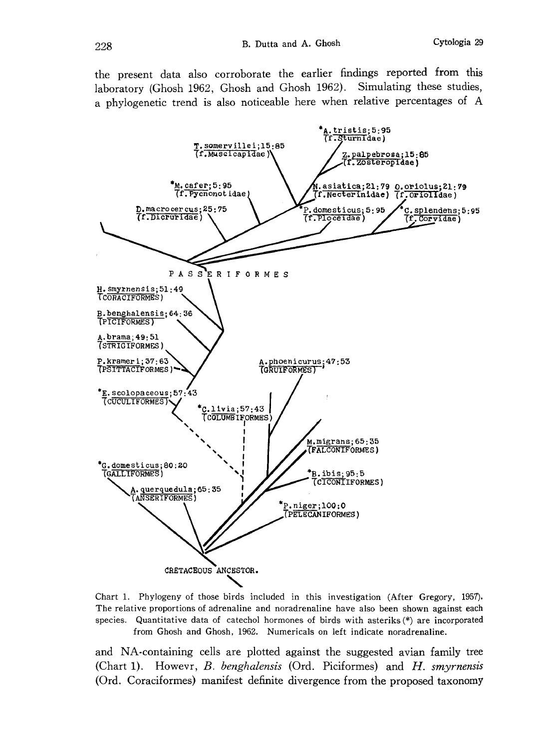the present data also corroborate the earlier findings reported from this laboratory (Ghosh 1962, Ghosh and Ghosh 1962). Simulating these studies, a phylogenetic trend is also noticeable here when relative percentages of A

Chart 1. Phylogeny of those birds included in this investigation (After Gregory, 1957). The relative proportions of adrenaline and noradrenaline have also been shown against each species. Quantitative data of catechol hormones of birds with asteriks (*) are incorporated from Ghosh and Ghosh, 1962. Numericals on left indicate noradrenaline.

and NA-containing cells are plotted against the suggested avian family tree (Chart 1). Howevr, *B. benghalensis* (Ord. Piciformes) and *H. smyrnensis* (Ord. Coraciformes) manifest definite divergence from the proposed taxonomy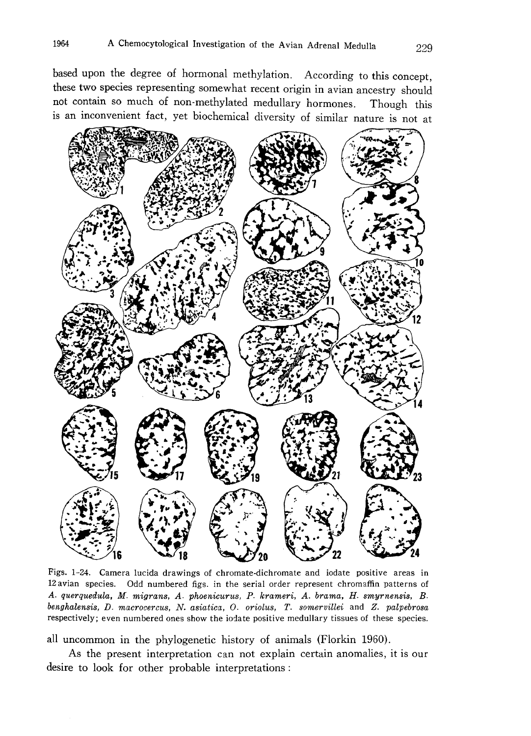based upon the degree of hormonal methylation. According to this concept, these two species representing somewhat recent origin in avian ancestry should not contain so much of non-methylated medullary hormones. Though this is an inconvenient fact, yet biochemical diversity of similar nature is not at

Figs. 1–24. Camera lucida drawings of chromate-dichromate and iodate positive areas in 12 avian species. Odd numbered figs. in the serial order represent chromaffin patterns of *A. querquedula*, *M. migrans*, *A. phoenicurus*, *P. krameri*, *A. brama*, *H. smyrnensis*, *B. benghalensis*, *D. macrocercus*, *N. asiatica*, *O. oriolus*, *T. somervillei* and *Z. palpebrosa* respectively; even numbered ones show the iodate positive medullary tissues of these species.

all uncommon in the phylogenetic history of animals (Florkin 1960).

As the present interpretation can not explain certain anomalies, it is our desire to look for other probable interpretations: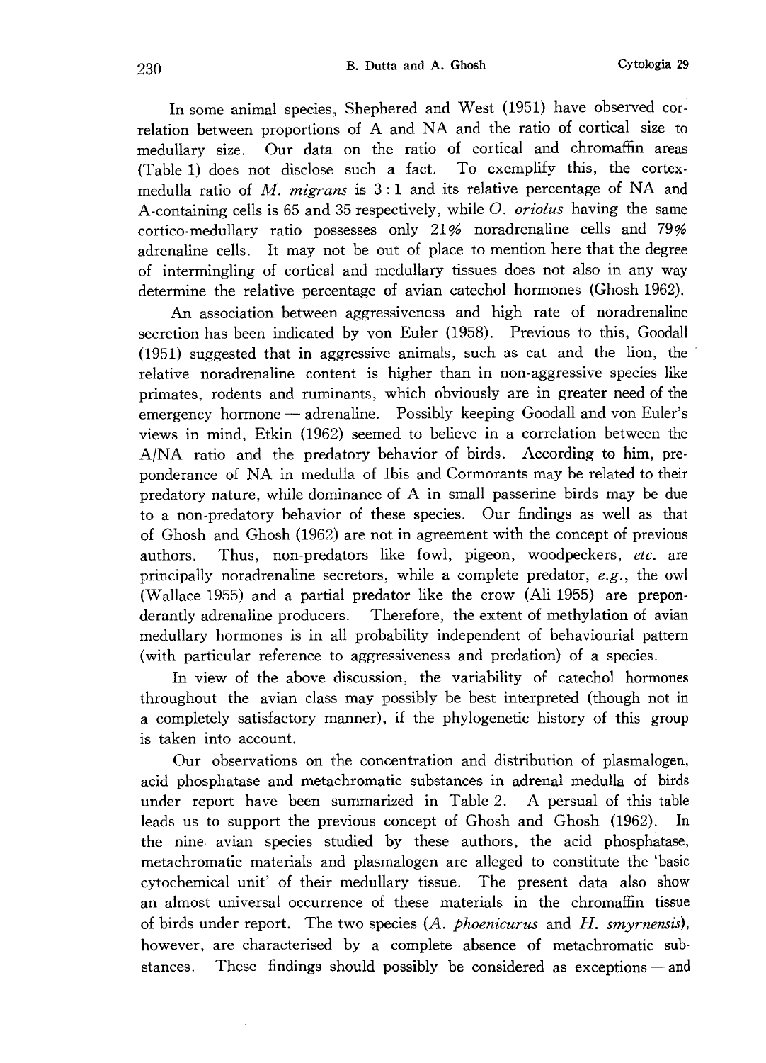In some animal species, Shephered and West (1951) have observed correlation between proportions of A and NA and the ratio of cortical size to medullary size. Our data on the ratio of cortical and chromaffin areas (Table 1) does not disclose such a fact. To exemplify this, the cortex-medulla ratio of *M. migrans* is 3 : 1 and its relative percentage of NA and A-containing cells is 65 and 35 respectively, while *O. oriolus* having the same cortico-medullary ratio possesses only 21% noradrenaline cells and 79% adrenaline cells. It may not be out of place to mention here that the degree of intermingling of cortical and medullary tissues does not also in any way determine the relative percentage of avian catechol hormones (Ghosh 1962).

An association between aggressiveness and high rate of noradrenaline secretion has been indicated by von Euler (1958). Previous to this, Goodall (1951) suggested that in aggressive animals, such as cat and the lion, the relative noradrenaline content is higher than in non-aggressive species like primates, rodents and ruminants, which obviously are in greater need of the emergency hormone — adrenaline. Possibly keeping Goodall and von Euler's views in mind, Etkin (1962) seemed to believe in a correlation between the A/NA ratio and the predatory behavior of birds. According to him, preponderance of NA in medulla of Ibis and Cormorants may be related to their predatory nature, while dominance of A in small passerine birds may be due to a non-predatory behavior of these species. Our findings as well as that of Ghosh and Ghosh (1962) are not in agreement with the concept of previous authors. Thus, non-predators like fowl, pigeon, woodpeckers, *etc.* are principally noradrenaline secretors, while a complete predator, *e.g.*, the owl (Wallace 1955) and a partial predator like the crow (Ali 1955) are preponderantly adrenaline producers. Therefore, the extent of methylation of avian medullary hormones is in all probability independent of behaviourial pattern (with particular reference to aggressiveness and predation) of a species.

In view of the above discussion, the variability of catechol hormones throughout the avian class may possibly be best interpreted (though not in a completely satisfactory manner), if the phylogenetic history of this group is taken into account.

Our observations on the concentration and distribution of plasmalogen, acid phosphatase and metachromatic substances in adrenal medulla of birds under report have been summarized in Table 2. A persual of this table leads us to support the previous concept of Ghosh and Ghosh (1962). In the nine avian species studied by these authors, the acid phosphatase, metachromatic materials and plasmalogen are alleged to constitute the 'basic cytochemical unit' of their medullary tissue. The present data also show an almost universal occurrence of these materials in the chromaffin tissue of birds under report. The two species (*A. phoenicurus* and *H. smyrnensis*), however, are characterised by a complete absence of metachromatic substances. These findings should possibly be considered as exceptions — and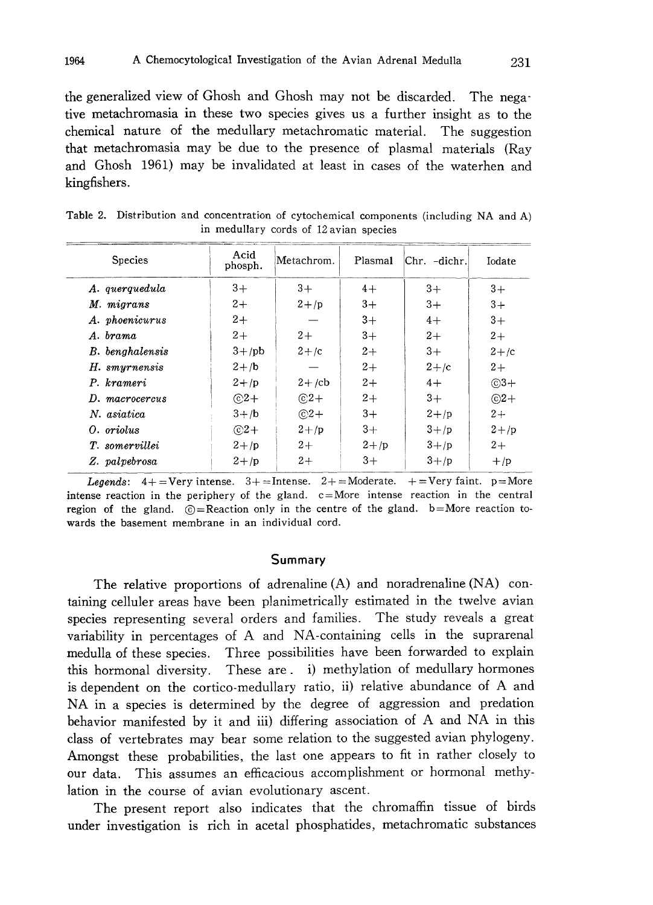the generalized view of Ghosh and Ghosh may not be discarded. The negative metachromasia in these two species gives us a further insight as to the chemical nature of the medullary metachromatic material. The suggestion that metachromasia may be due to the presence of plasmal materials (Ray and Ghosh 1961) may be invalidated at least in cases of the waterhen and kingfishers.

Table 2. Distribution and concentration of cytochemical components (including NA and A) in medullary cords of 12 avian species

| Species | Acid phosph. | Metachrom. | Plasmal | Chr. -dichr. | Iodate |
|---|---|---|---|---|---|
| *A. querquedula* | 3+ | 3+ | 4+ | 3+ | 3+ |
| *M. migrans* | 2+ | 2+/p | 3+ | 3+ | 3+ |
| *A. phoenicurus* | 2+ | — | 3+ | 4+ | 3+ |
| *A. brama* | 2+ | 2+ | 3+ | 2+ | 2+ |
| *B. benghalensis* | 3+/pb | 2+/c | 2+ | 3+ | 2+/c |
| *H. smyrnensis* | 2+/b | — | 2+ | 2+/c | 2+ |
| *P. krameri* | 2+/p | 2+/cb | 2+ | 4+ | ©3+ |
| *D. macrocercus* | ©2+ | ©2+ | 2+ | 3+ | ©2+ |
| *N. asiatica* | 3+/b | ©2+ | 3+ | 2+/p | 2+ |
| *O. oriolus* | ©2+ | 2+/p | 3+ | 3+/p | 2+/p |
| *T. somervillei* | 2+/p | 2+ | 2+/p | 3+/p | 2+ |
| *Z. palpebrosa* | 2+/p | 2+ | 3+ | 3+/p | +/p |

*Legends*: 4+ = Very intense. 3+ = Intense. 2+ = Moderate. + = Very faint. p = More intense reaction in the periphery of the gland. c = More intense reaction in the central region of the gland. © = Reaction only in the centre of the gland. b = More reaction towards the basement membrane in an individual cord.

## Summary

The relative proportions of adrenaline (A) and noradrenaline (NA) containing celluler areas have been planimetrically estimated in the twelve avian species representing several orders and families. The study reveals a great variability in percentages of A and NA-containing cells in the suprarenal medulla of these species. Three possibilities have been forwarded to explain this hormonal diversity. These are. i) methylation of medullary hormones is dependent on the cortico-medullary ratio, ii) relative abundance of A and NA in a species is determined by the degree of aggression and predation behavior manifested by it and iii) differing association of A and NA in this class of vertebrates may bear some relation to the suggested avian phylogeny. Amongst these probabilities, the last one appears to fit in rather closely to our data. This assumes an efficacious accomplishment or hormonal methylation in the course of avian evolutionary ascent.

The present report also indicates that the chromaffin tissue of birds under investigation is rich in acetal phosphatides, metachromatic substances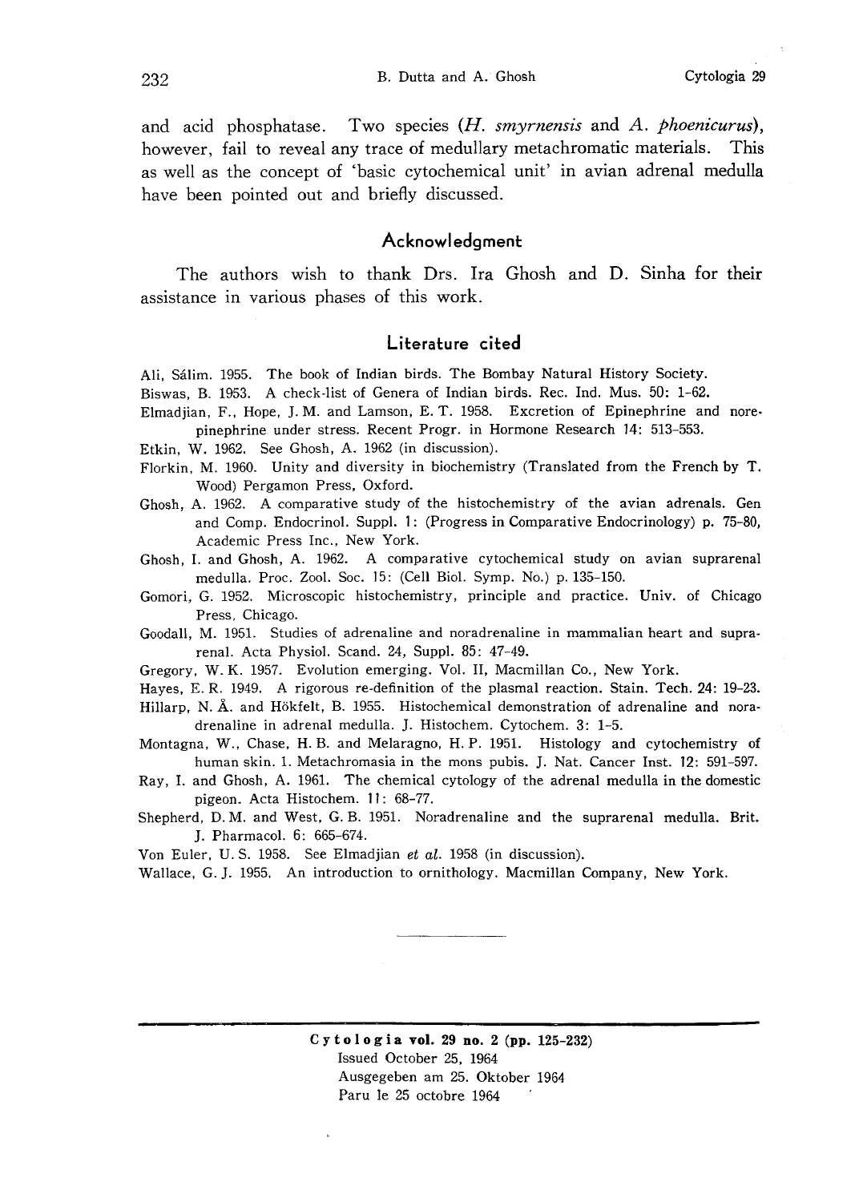and acid phosphatase. Two species (*H. smyrnensis* and *A. phoenicurus*), however, fail to reveal any trace of medullary metachromatic materials. This as well as the concept of 'basic cytochemical unit' in avian adrenal medulla have been pointed out and briefly discussed.

## Acknowledgment

The authors wish to thank Drs. Ira Ghosh and D. Sinha for their assistance in various phases of this work.

## Literature cited

Ali, Sálim. 1955. The book of Indian birds. The Bombay Natural History Society.

Biswas, B. 1953. A check-list of Genera of Indian birds. Rec. Ind. Mus. 50: 1-62.

Elmadjian, F., Hope, J. M. and Lamson, E. T. 1958. Excretion of Epinephrine and norepinephrine under stress. Recent Progr. in Hormone Research 14: 513-553.

Etkin, W. 1962. See Ghosh, A. 1962 (in discussion).

Florkin, M. 1960. Unity and diversity in biochemistry (Translated from the French by T. Wood) Pergamon Press, Oxford.

Ghosh, A. 1962. A comparative study of the histochemistry of the avian adrenals. Gen and Comp. Endocrinol. Suppl. 1: (Progress in Comparative Endocrinology) p. 75-80, Academic Press Inc., New York.

Ghosh, I. and Ghosh, A. 1962. A comparative cytochemical study on avian suprarenal medulla. Proc. Zool. Soc. 15: (Cell Biol. Symp. No.) p. 135-150.

Gomori, G. 1952. Microscopic histochemistry, principle and practice. Univ. of Chicago Press, Chicago.

Goodall, M. 1951. Studies of adrenaline and noradrenaline in mammalian heart and suprarenal. Acta Physiol. Scand. 24, Suppl. 85: 47-49.

Gregory, W. K. 1957. Evolution emerging. Vol. II, Macmillan Co., New York.

Hayes, E. R. 1949. A rigorous re-definition of the plasmal reaction. Stain. Tech. 24: 19-23.

Hillarp, N. Å. and Hökfelt, B. 1955. Histochemical demonstration of adrenaline and noradrenaline in adrenal medulla. J. Histochem. Cytochem. 3: 1-5.

Montagna, W., Chase, H. B. and Melaragno, H. P. 1951. Histology and cytochemistry of human skin. 1. Metachromasia in the mons pubis. J. Nat. Cancer Inst. 12: 591-597.

Ray, I. and Ghosh, A. 1961. The chemical cytology of the adrenal medulla in the domestic pigeon. Acta Histochem. 11: 68-77.

Shepherd, D. M. and West, G. B. 1951. Noradrenaline and the suprarenal medulla. Brit. J. Pharmacol. 6: 665-674.

Von Euler, U. S. 1958. See Elmadjian *et al.* 1958 (in discussion).

Wallace, G. J. 1955. An introduction to ornithology. Macmillan Company, New York.

---

**Cytologia vol. 29 no. 2 (pp. 125-232)**
Issued October 25, 1964
Ausgegeben am 25. Oktober 1964
Paru le 25 octobre 1964